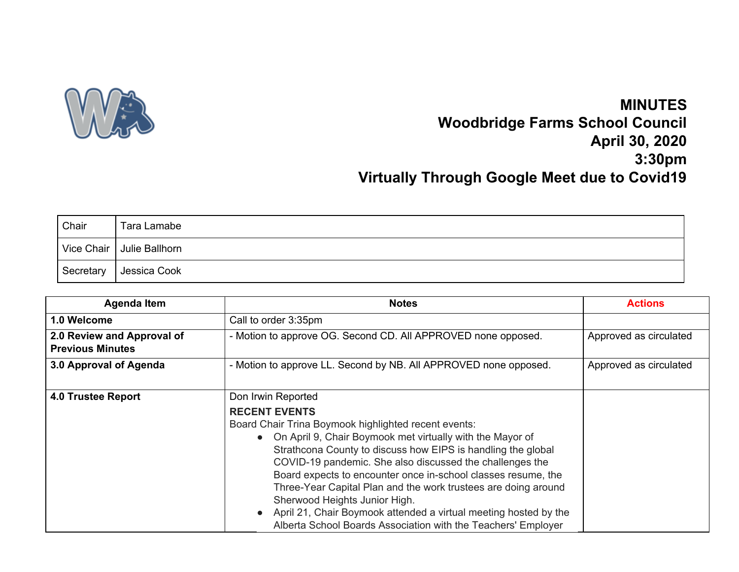# MINUTES
# Woodbridge Farms School Council
# April 30, 2020
# 3:30pm
# Virtually Through Google Meet due to Covid19

| Chair | Tara Lamabe |
|---|---|
| Vice Chair | Julie Ballhorn |
| Secretary | Jessica Cook |

| Agenda Item | Notes | Actions |
|---|---|---|
| **1.0 Welcome** | Call to order 3:35pm | |
| **2.0 Review and Approval of Previous Minutes** | - Motion to approve OG. Second CD. All APPROVED none opposed. | Approved as circulated |
| **3.0 Approval of Agenda** | - Motion to approve LL. Second by NB. All APPROVED none opposed. | Approved as circulated |
| **4.0 Trustee Report** | Don Irwin Reported<br>**RECENT EVENTS**<br>Board Chair Trina Boymook highlighted recent events:<br>● On April 9, Chair Boymook met virtually with the Mayor of Strathcona County to discuss how EIPS is handling the global COVID-19 pandemic. She also discussed the challenges the Board expects to encounter once in-school classes resume, the Three-Year Capital Plan and the work trustees are doing around Sherwood Heights Junior High.<br>● April 21, Chair Boymook attended a virtual meeting hosted by the Alberta School Boards Association with the Teachers' Employer | |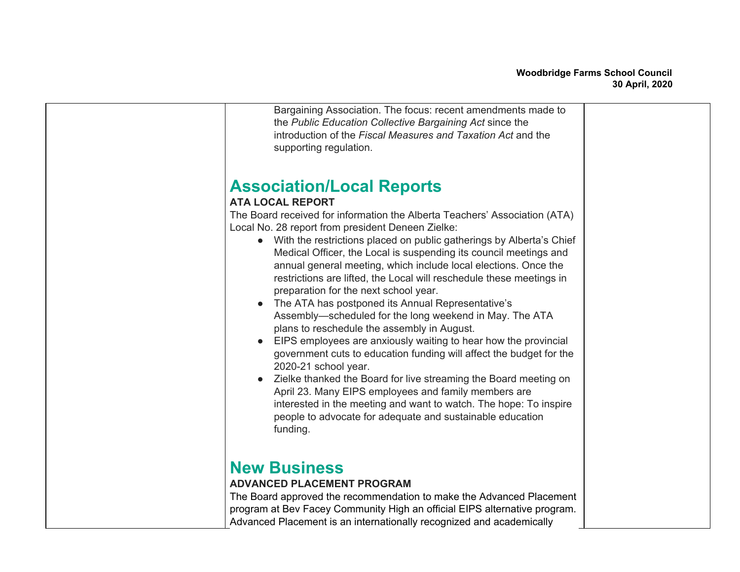Bargaining Association. The focus: recent amendments made to the *Public Education Collective Bargaining Act* since the introduction of the *Fiscal Measures and Taxation Act* and the supporting regulation.

## Association/Local Reports

**ATA LOCAL REPORT**

The Board received for information the Alberta Teachers' Association (ATA) Local No. 28 report from president Deneen Zielke:

- With the restrictions placed on public gatherings by Alberta's Chief Medical Officer, the Local is suspending its council meetings and annual general meeting, which include local elections. Once the restrictions are lifted, the Local will reschedule these meetings in preparation for the next school year.
- The ATA has postponed its Annual Representative's Assembly—scheduled for the long weekend in May. The ATA plans to reschedule the assembly in August.
- EIPS employees are anxiously waiting to hear how the provincial government cuts to education funding will affect the budget for the 2020-21 school year.
- Zielke thanked the Board for live streaming the Board meeting on April 23. Many EIPS employees and family members are interested in the meeting and want to watch. The hope: To inspire people to advocate for adequate and sustainable education funding.

## New Business

**ADVANCED PLACEMENT PROGRAM**

The Board approved the recommendation to make the Advanced Placement program at Bev Facey Community High an official EIPS alternative program. Advanced Placement is an internationally recognized and academically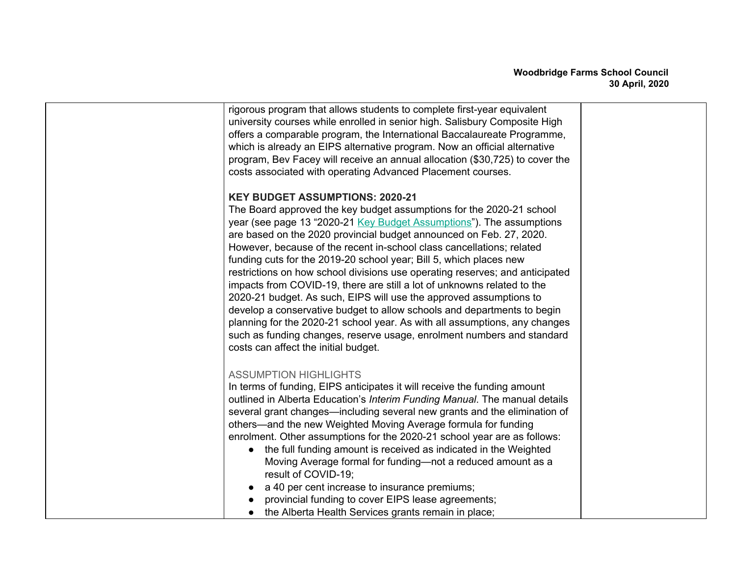| | rigorous program that allows students to complete first-year equivalent university courses while enrolled in senior high. Salisbury Composite High offers a comparable program, the International Baccalaureate Programme, which is already an EIPS alternative program. Now an official alternative program, Bev Facey will receive an annual allocation ($30,725) to cover the costs associated with operating Advanced Placement courses.<br><br>**KEY BUDGET ASSUMPTIONS: 2020-21**<br>The Board approved the key budget assumptions for the 2020-21 school year (see page 13 "2020-21 Key Budget Assumptions"). The assumptions are based on the 2020 provincial budget announced on Feb. 27, 2020. However, because of the recent in-school class cancellations; related funding cuts for the 2019-20 school year; Bill 5, which places new restrictions on how school divisions use operating reserves; and anticipated impacts from COVID-19, there are still a lot of unknowns related to the 2020-21 budget. As such, EIPS will use the approved assumptions to develop a conservative budget to allow schools and departments to begin planning for the 2020-21 school year. As with all assumptions, any changes such as funding changes, reserve usage, enrolment numbers and standard costs can affect the initial budget.<br><br>ASSUMPTION HIGHLIGHTS<br>In terms of funding, EIPS anticipates it will receive the funding amount outlined in Alberta Education's *Interim Funding Manual*. The manual details several grant changes—including several new grants and the elimination of others—and the new Weighted Moving Average formula for funding enrolment. Other assumptions for the 2020-21 school year are as follows:<br>• the full funding amount is received as indicated in the Weighted Moving Average formal for funding—not a reduced amount as a result of COVID-19;<br>• a 40 per cent increase to insurance premiums;<br>• provincial funding to cover EIPS lease agreements;<br>• the Alberta Health Services grants remain in place; | |
|---|---|---|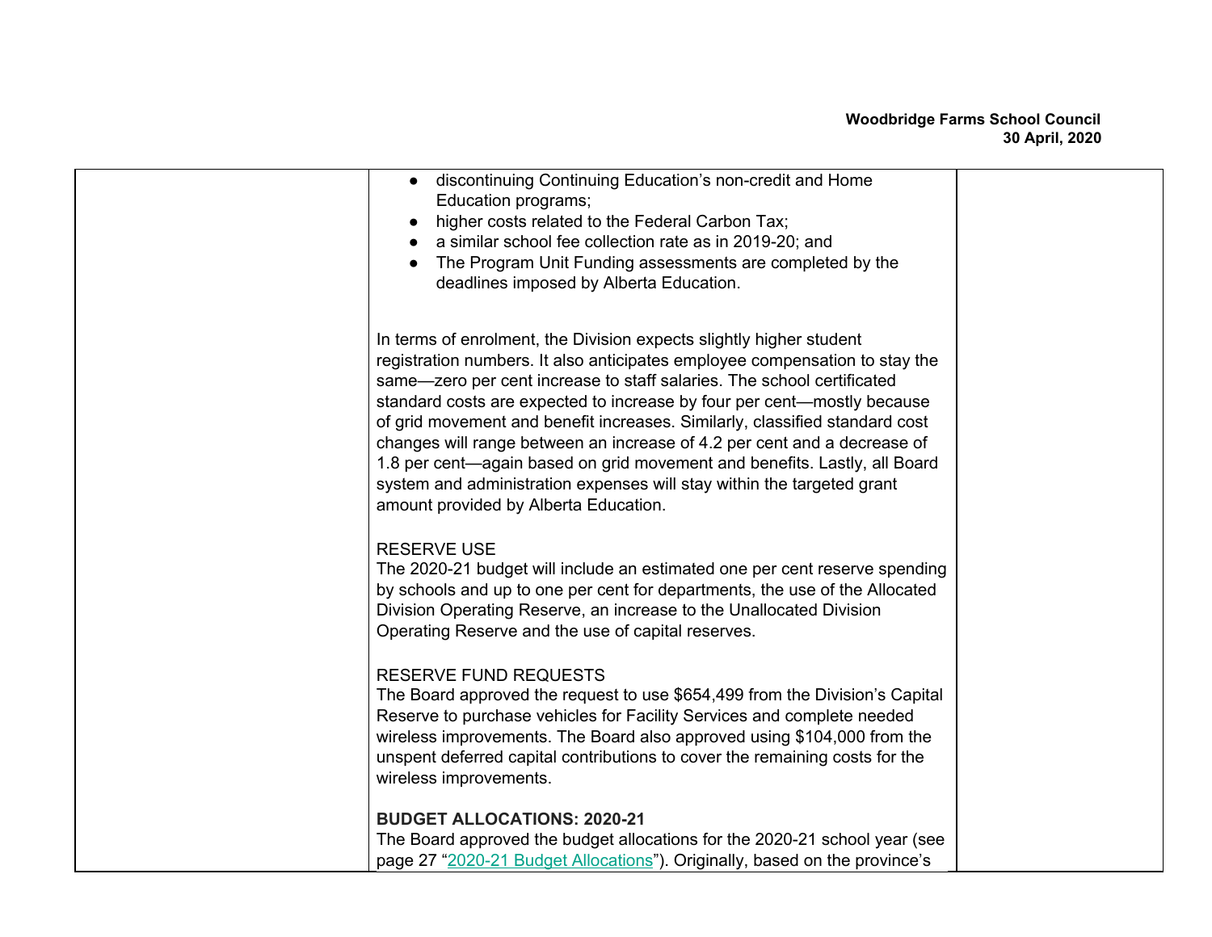| | | |
|---|---|---|
| | ● discontinuing Continuing Education's non-credit and Home Education programs;<br>● higher costs related to the Federal Carbon Tax;<br>● a similar school fee collection rate as in 2019-20; and<br>● The Program Unit Funding assessments are completed by the deadlines imposed by Alberta Education.<br><br>In terms of enrolment, the Division expects slightly higher student registration numbers. It also anticipates employee compensation to stay the same—zero per cent increase to staff salaries. The school certificated standard costs are expected to increase by four per cent—mostly because of grid movement and benefit increases. Similarly, classified standard cost changes will range between an increase of 4.2 per cent and a decrease of 1.8 per cent—again based on grid movement and benefits. Lastly, all Board system and administration expenses will stay within the targeted grant amount provided by Alberta Education.<br><br>RESERVE USE<br>The 2020-21 budget will include an estimated one per cent reserve spending by schools and up to one per cent for departments, the use of the Allocated Division Operating Reserve, an increase to the Unallocated Division Operating Reserve and the use of capital reserves.<br><br>RESERVE FUND REQUESTS<br>The Board approved the request to use $654,499 from the Division's Capital Reserve to purchase vehicles for Facility Services and complete needed wireless improvements. The Board also approved using $104,000 from the unspent deferred capital contributions to cover the remaining costs for the wireless improvements.<br><br>**BUDGET ALLOCATIONS: 2020-21**<br>The Board approved the budget allocations for the 2020-21 school year (see page 27 "2020-21 Budget Allocations"). Originally, based on the province's | |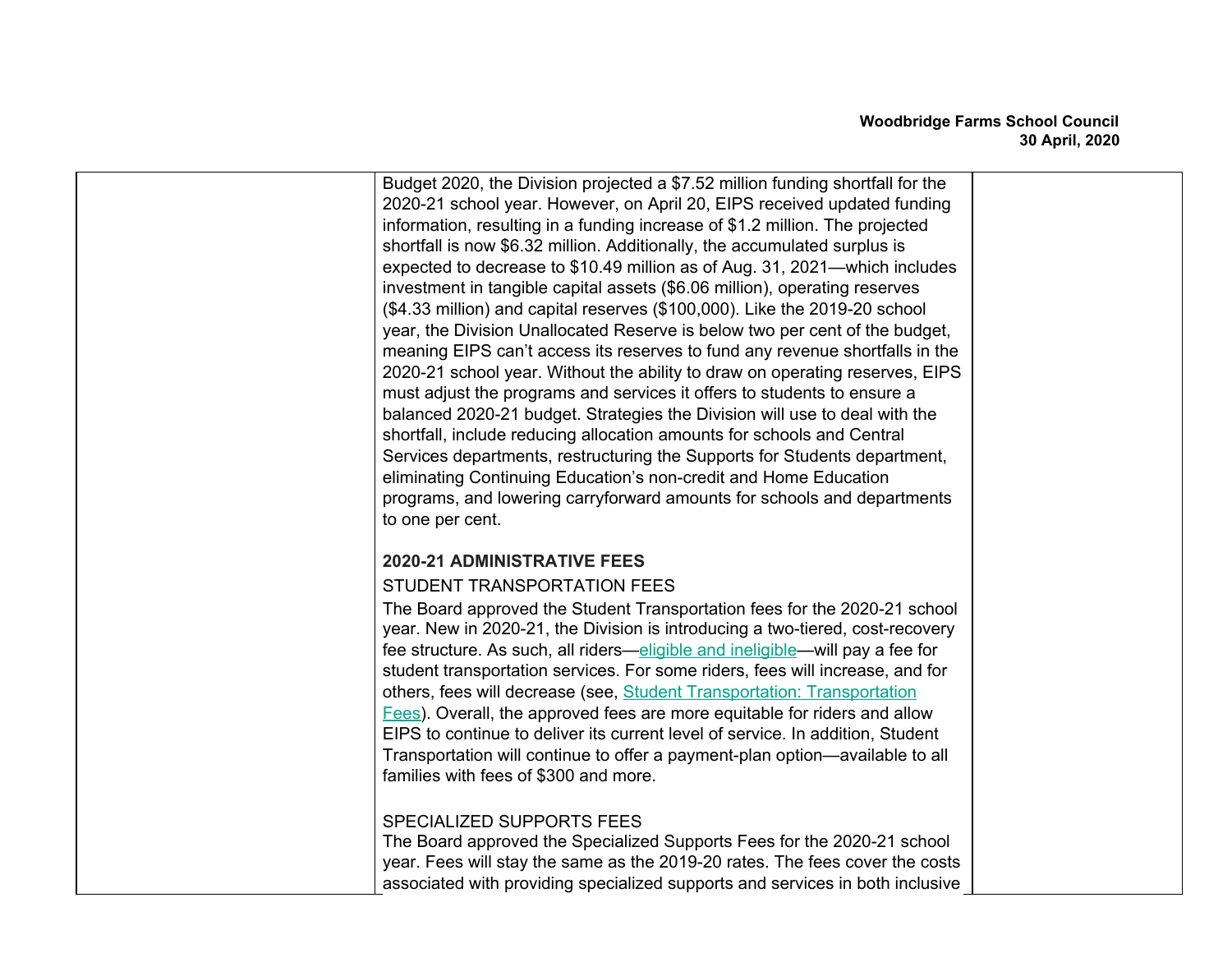| | | |
|---|---|---|
| | Budget 2020, the Division projected a $7.52 million funding shortfall for the 2020-21 school year. However, on April 20, EIPS received updated funding information, resulting in a funding increase of $1.2 million. The projected shortfall is now $6.32 million. Additionally, the accumulated surplus is expected to decrease to $10.49 million as of Aug. 31, 2021—which includes investment in tangible capital assets ($6.06 million), operating reserves ($4.33 million) and capital reserves ($100,000). Like the 2019-20 school year, the Division Unallocated Reserve is below two per cent of the budget, meaning EIPS can't access its reserves to fund any revenue shortfalls in the 2020-21 school year. Without the ability to draw on operating reserves, EIPS must adjust the programs and services it offers to students to ensure a balanced 2020-21 budget. Strategies the Division will use to deal with the shortfall, include reducing allocation amounts for schools and Central Services departments, restructuring the Supports for Students department, eliminating Continuing Education's non-credit and Home Education programs, and lowering carryforward amounts for schools and departments to one per cent.<br><br>**2020-21 ADMINISTRATIVE FEES**<br>STUDENT TRANSPORTATION FEES<br>The Board approved the Student Transportation fees for the 2020-21 school year. New in 2020-21, the Division is introducing a two-tiered, cost-recovery fee structure. As such, all riders—eligible and ineligible—will pay a fee for student transportation services. For some riders, fees will increase, and for others, fees will decrease (see, Student Transportation: Transportation Fees). Overall, the approved fees are more equitable for riders and allow EIPS to continue to deliver its current level of service. In addition, Student Transportation will continue to offer a payment-plan option—available to all families with fees of $300 and more.<br><br>SPECIALIZED SUPPORTS FEES<br>The Board approved the Specialized Supports Fees for the 2020-21 school year. Fees will stay the same as the 2019-20 rates. The fees cover the costs associated with providing specialized supports and services in both inclusive | |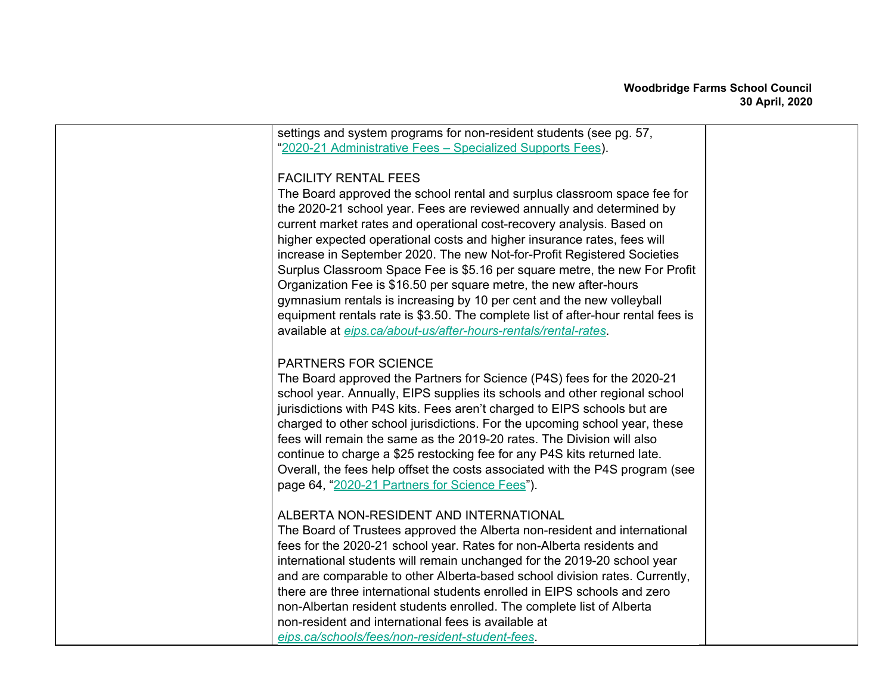| | | |
|---|---|---|
| | settings and system programs for non-resident students (see pg. 57, "2020-21 Administrative Fees – Specialized Supports Fees).<br><br>FACILITY RENTAL FEES<br>The Board approved the school rental and surplus classroom space fee for the 2020-21 school year. Fees are reviewed annually and determined by current market rates and operational cost-recovery analysis. Based on higher expected operational costs and higher insurance rates, fees will increase in September 2020. The new Not-for-Profit Registered Societies Surplus Classroom Space Fee is $5.16 per square metre, the new For Profit Organization Fee is $16.50 per square metre, the new after-hours gymnasium rentals is increasing by 10 per cent and the new volleyball equipment rentals rate is $3.50. The complete list of after-hour rental fees is available at *eips.ca/about-us/after-hours-rentals/rental-rates*.<br><br>PARTNERS FOR SCIENCE<br>The Board approved the Partners for Science (P4S) fees for the 2020-21 school year. Annually, EIPS supplies its schools and other regional school jurisdictions with P4S kits. Fees aren't charged to EIPS schools but are charged to other school jurisdictions. For the upcoming school year, these fees will remain the same as the 2019-20 rates. The Division will also continue to charge a $25 restocking fee for any P4S kits returned late. Overall, the fees help offset the costs associated with the P4S program (see page 64, "2020-21 Partners for Science Fees").<br><br>ALBERTA NON-RESIDENT AND INTERNATIONAL<br>The Board of Trustees approved the Alberta non-resident and international fees for the 2020-21 school year. Rates for non-Alberta residents and international students will remain unchanged for the 2019-20 school year and are comparable to other Alberta-based school division rates. Currently, there are three international students enrolled in EIPS schools and zero non-Albertan resident students enrolled. The complete list of Alberta non-resident and international fees is available at *eips.ca/schools/fees/non-resident-student-fees*. | |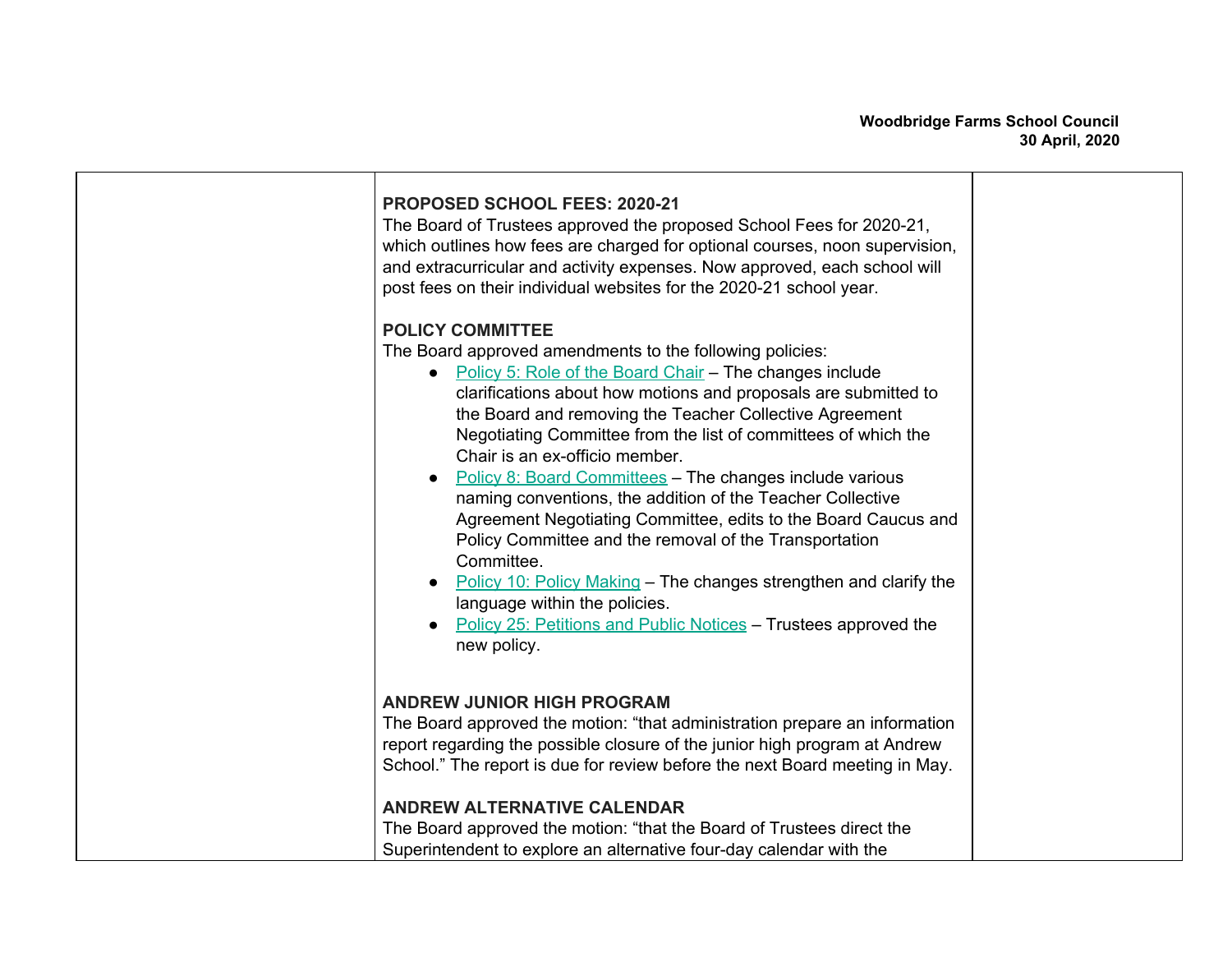| | | |
|---|---|---|
| | **PROPOSED SCHOOL FEES: 2020-21**<br>The Board of Trustees approved the proposed School Fees for 2020-21, which outlines how fees are charged for optional courses, noon supervision, and extracurricular and activity expenses. Now approved, each school will post fees on their individual websites for the 2020-21 school year.<br><br>**POLICY COMMITTEE**<br>The Board approved amendments to the following policies:<br>● Policy 5: Role of the Board Chair – The changes include clarifications about how motions and proposals are submitted to the Board and removing the Teacher Collective Agreement Negotiating Committee from the list of committees of which the Chair is an ex-officio member.<br>● Policy 8: Board Committees – The changes include various naming conventions, the addition of the Teacher Collective Agreement Negotiating Committee, edits to the Board Caucus and Policy Committee and the removal of the Transportation Committee.<br>● Policy 10: Policy Making – The changes strengthen and clarify the language within the policies.<br>● Policy 25: Petitions and Public Notices – Trustees approved the new policy.<br><br>**ANDREW JUNIOR HIGH PROGRAM**<br>The Board approved the motion: "that administration prepare an information report regarding the possible closure of the junior high program at Andrew School." The report is due for review before the next Board meeting in May.<br><br>**ANDREW ALTERNATIVE CALENDAR**<br>The Board approved the motion: "that the Board of Trustees direct the Superintendent to explore an alternative four-day calendar with the | |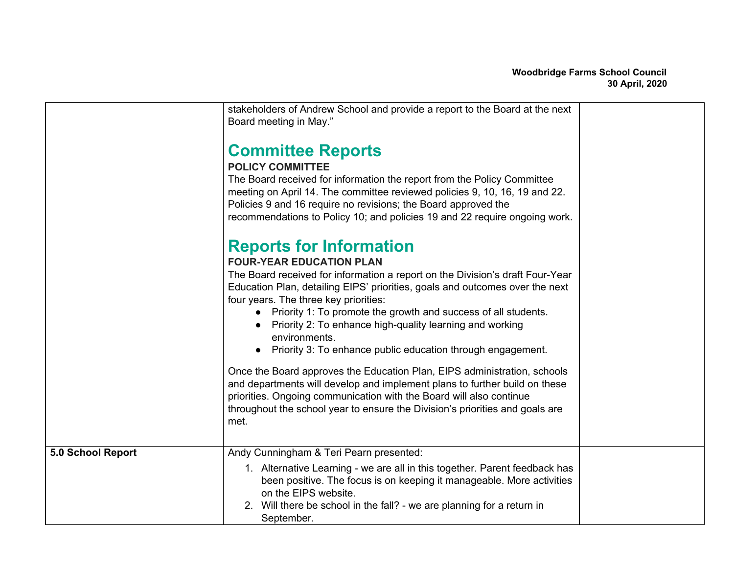| | | |
|---|---|---|
| | stakeholders of Andrew School and provide a report to the Board at the next Board meeting in May."<br><br>**Committee Reports**<br>**POLICY COMMITTEE**<br>The Board received for information the report from the Policy Committee meeting on April 14. The committee reviewed policies 9, 10, 16, 19 and 22. Policies 9 and 16 require no revisions; the Board approved the recommendations to Policy 10; and policies 19 and 22 require ongoing work.<br><br>**Reports for Information**<br>**FOUR-YEAR EDUCATION PLAN**<br>The Board received for information a report on the Division's draft Four-Year Education Plan, detailing EIPS' priorities, goals and outcomes over the next four years. The three key priorities:<br>• Priority 1: To promote the growth and success of all students.<br>• Priority 2: To enhance high-quality learning and working environments.<br>• Priority 3: To enhance public education through engagement.<br><br>Once the Board approves the Education Plan, EIPS administration, schools and departments will develop and implement plans to further build on these priorities. Ongoing communication with the Board will also continue throughout the school year to ensure the Division's priorities and goals are met. | |
| **5.0 School Report** | Andy Cunningham & Teri Pearn presented:<br>1. Alternative Learning - we are all in this together. Parent feedback has been positive. The focus is on keeping it manageable. More activities on the EIPS website.<br>2. Will there be school in the fall? - we are planning for a return in September. | |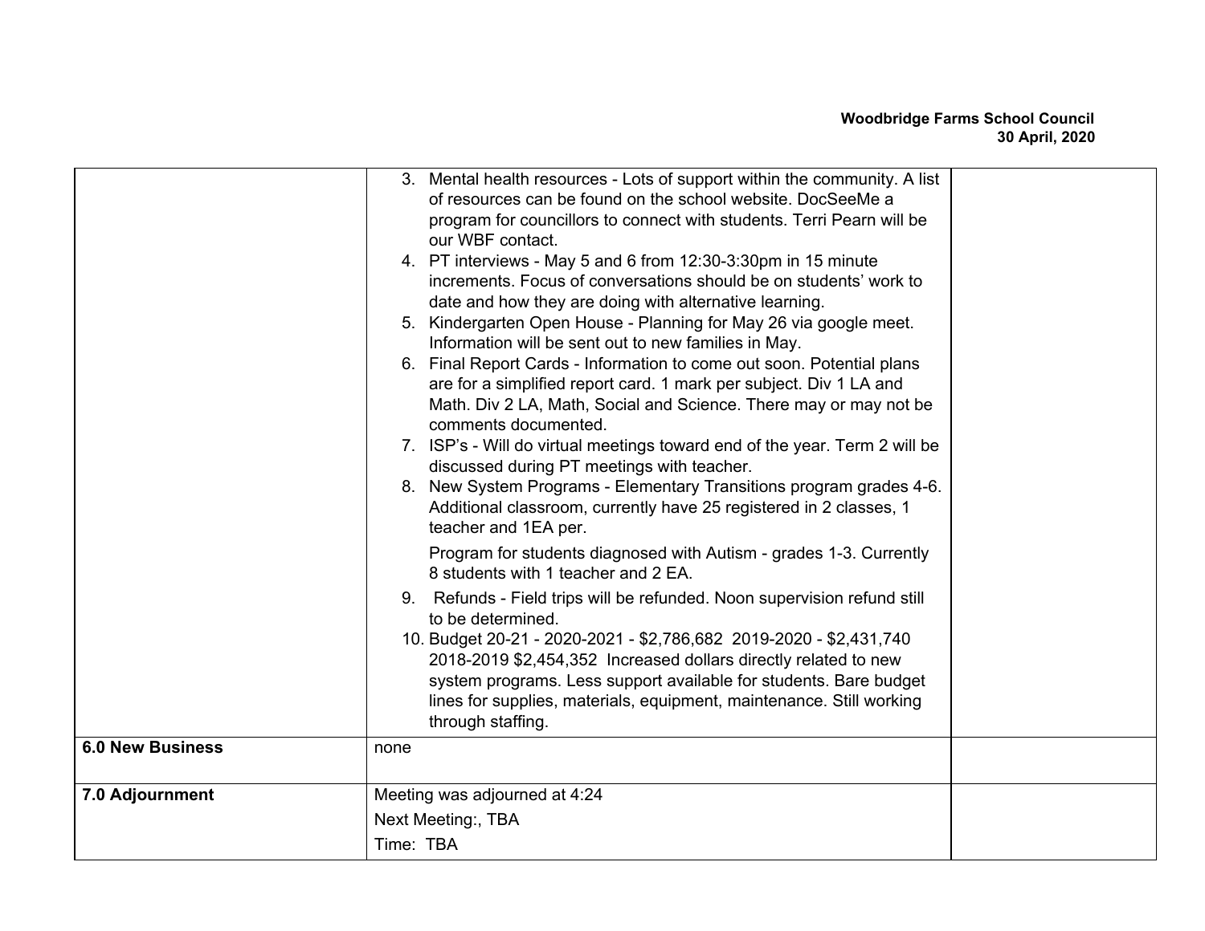| | | |
|---|---|---|
| | 3. Mental health resources - Lots of support within the community. A list of resources can be found on the school website. DocSeeMe a program for councillors to connect with students. Terri Pearn will be our WBF contact.<br>4. PT interviews - May 5 and 6 from 12:30-3:30pm in 15 minute increments. Focus of conversations should be on students' work to date and how they are doing with alternative learning.<br>5. Kindergarten Open House - Planning for May 26 via google meet. Information will be sent out to new families in May.<br>6. Final Report Cards - Information to come out soon. Potential plans are for a simplified report card. 1 mark per subject. Div 1 LA and Math. Div 2 LA, Math, Social and Science. There may or may not be comments documented.<br>7. ISP's - Will do virtual meetings toward end of the year. Term 2 will be discussed during PT meetings with teacher.<br>8. New System Programs - Elementary Transitions program grades 4-6. Additional classroom, currently have 25 registered in 2 classes, 1 teacher and 1EA per.<br>Program for students diagnosed with Autism - grades 1-3. Currently 8 students with 1 teacher and 2 EA.<br>9. Refunds - Field trips will be refunded. Noon supervision refund still to be determined.<br>10. Budget 20-21 - 2020-2021 - $2,786,682 2019-2020 - $2,431,740 2018-2019 $2,454,352 Increased dollars directly related to new system programs. Less support available for students. Bare budget lines for supplies, materials, equipment, maintenance. Still working through staffing. | |
| **6.0 New Business** | none | |
| **7.0 Adjournment** | Meeting was adjourned at 4:24<br>Next Meeting:, TBA<br>Time: TBA | |